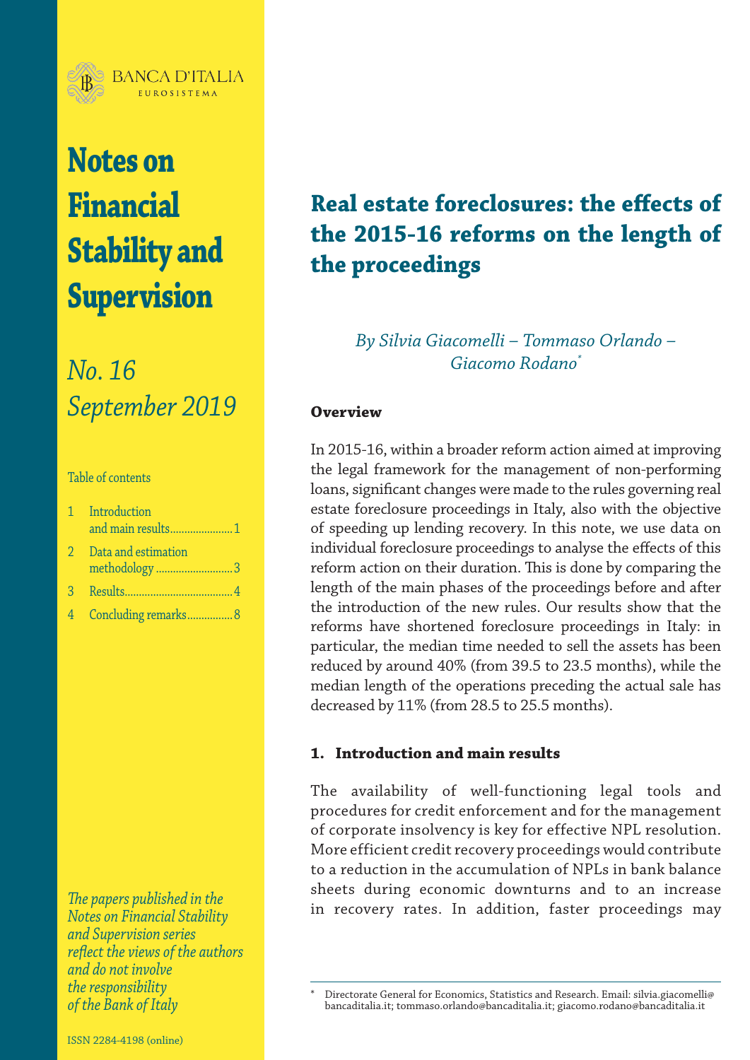BANCA D'ITALIA
EUROSISTEMA

# Notes on Financial Stability and Supervision

*No. 16*
*September 2019*

Table of contents

1 Introduction and main results....................1
2 Data and estimation methodology....................3
3 Results....................4
4 Concluding remarks....................8

*The papers published in the Notes on Financial Stability and Supervision series reflect the views of the authors and do not involve the responsibility of the Bank of Italy*

ISSN 2284-4198 (online)

# Real estate foreclosures: the effects of the 2015-16 reforms on the length of the proceedings

*By Silvia Giacomelli – Tommaso Orlando – Giacomo Rodano[*]*

**Overview**

In 2015-16, within a broader reform action aimed at improving the legal framework for the management of non-performing loans, significant changes were made to the rules governing real estate foreclosure proceedings in Italy, also with the objective of speeding up lending recovery. In this note, we use data on individual foreclosure proceedings to analyse the effects of this reform action on their duration. This is done by comparing the length of the main phases of the proceedings before and after the introduction of the new rules. Our results show that the reforms have shortened foreclosure proceedings in Italy: in particular, the median time needed to sell the assets has been reduced by around 40% (from 39.5 to 23.5 months), while the median length of the operations preceding the actual sale has decreased by 11% (from 28.5 to 25.5 months).

## 1. Introduction and main results

The availability of well-functioning legal tools and procedures for credit enforcement and for the management of corporate insolvency is key for effective NPL resolution. More efficient credit recovery proceedings would contribute to a reduction in the accumulation of NPLs in bank balance sheets during economic downturns and to an increase in recovery rates. In addition, faster proceedings may

[*] Directorate General for Economics, Statistics and Research. Email: silvia.giacomelli@bancaditalia.it; tommaso.orlando@bancaditalia.it; giacomo.rodano@bancaditalia.it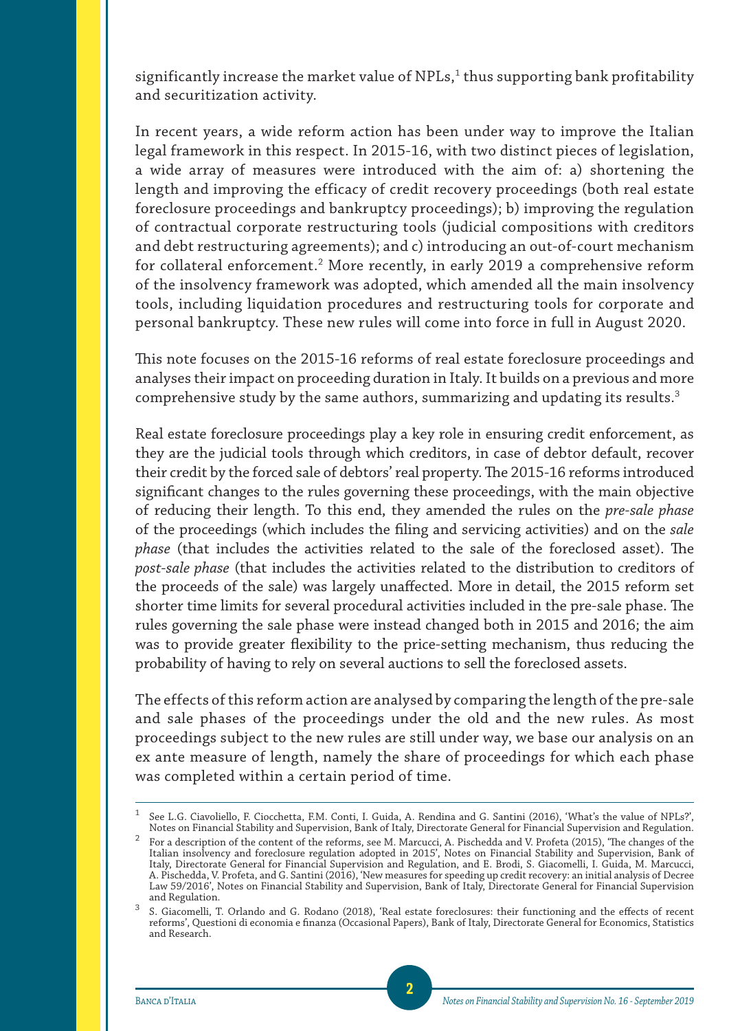significantly increase the market value of NPLs,[1] thus supporting bank profitability and securitization activity.

In recent years, a wide reform action has been under way to improve the Italian legal framework in this respect. In 2015-16, with two distinct pieces of legislation, a wide array of measures were introduced with the aim of: a) shortening the length and improving the efficacy of credit recovery proceedings (both real estate foreclosure proceedings and bankruptcy proceedings); b) improving the regulation of contractual corporate restructuring tools (judicial compositions with creditors and debt restructuring agreements); and c) introducing an out-of-court mechanism for collateral enforcement.[2] More recently, in early 2019 a comprehensive reform of the insolvency framework was adopted, which amended all the main insolvency tools, including liquidation procedures and restructuring tools for corporate and personal bankruptcy. These new rules will come into force in full in August 2020.

This note focuses on the 2015-16 reforms of real estate foreclosure proceedings and analyses their impact on proceeding duration in Italy. It builds on a previous and more comprehensive study by the same authors, summarizing and updating its results.[3]

Real estate foreclosure proceedings play a key role in ensuring credit enforcement, as they are the judicial tools through which creditors, in case of debtor default, recover their credit by the forced sale of debtors' real property. The 2015-16 reforms introduced significant changes to the rules governing these proceedings, with the main objective of reducing their length. To this end, they amended the rules on the *pre-sale phase* of the proceedings (which includes the filing and servicing activities) and on the *sale phase* (that includes the activities related to the sale of the foreclosed asset). The *post-sale phase* (that includes the activities related to the distribution to creditors of the proceeds of the sale) was largely unaffected. More in detail, the 2015 reform set shorter time limits for several procedural activities included in the pre-sale phase. The rules governing the sale phase were instead changed both in 2015 and 2016; the aim was to provide greater flexibility to the price-setting mechanism, thus reducing the probability of having to rely on several auctions to sell the foreclosed assets.

The effects of this reform action are analysed by comparing the length of the pre-sale and sale phases of the proceedings under the old and the new rules. As most proceedings subject to the new rules are still under way, we base our analysis on an ex ante measure of length, namely the share of proceedings for which each phase was completed within a certain period of time.

---

[1] See L.G. Ciavoliello, F. Ciocchetta, F.M. Conti, I. Guida, A. Rendina and G. Santini (2016), 'What's the value of NPLs?', Notes on Financial Stability and Supervision, Bank of Italy, Directorate General for Financial Supervision and Regulation.

[2] For a description of the content of the reforms, see M. Marcucci, A. Pischedda and V. Profeta (2015), 'The changes of the Italian insolvency and foreclosure regulation adopted in 2015', Notes on Financial Stability and Supervision, Bank of Italy, Directorate General for Financial Supervision and Regulation, and E. Brodi, S. Giacomelli, I. Guida, M. Marcucci, A. Pischedda, V. Profeta, and G. Santini (2016), 'New measures for speeding up credit recovery: an initial analysis of Decree Law 59/2016', Notes on Financial Stability and Supervision, Bank of Italy, Directorate General for Financial Supervision and Regulation.

[3] S. Giacomelli, T. Orlando and G. Rodano (2018), 'Real estate foreclosures: their functioning and the effects of recent reforms', Questioni di economia e finanza (Occasional Papers), Bank of Italy, Directorate General for Economics, Statistics and Research.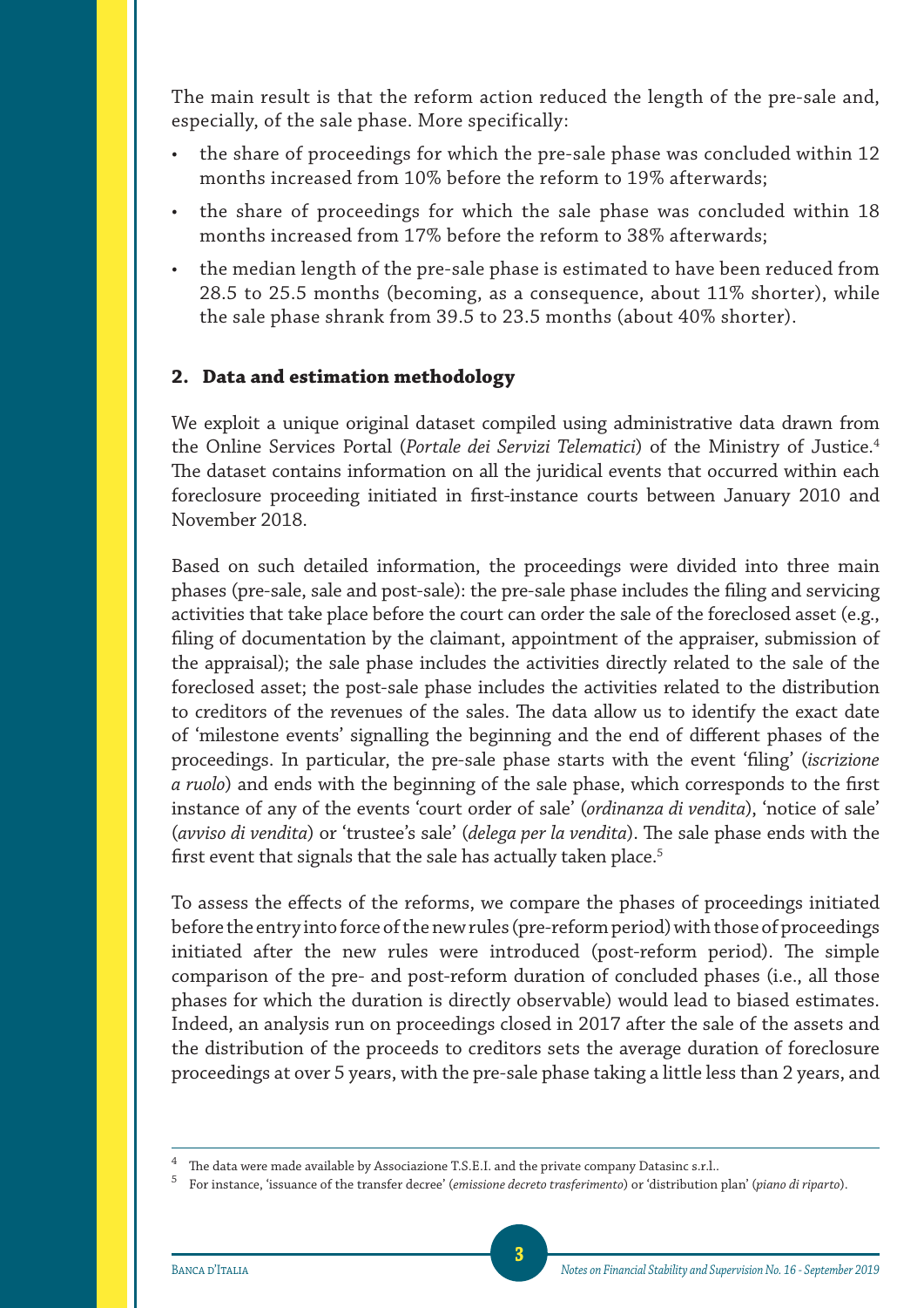The main result is that the reform action reduced the length of the pre-sale and, especially, of the sale phase. More specifically:

- the share of proceedings for which the pre-sale phase was concluded within 12 months increased from 10% before the reform to 19% afterwards;
- the share of proceedings for which the sale phase was concluded within 18 months increased from 17% before the reform to 38% afterwards;
- the median length of the pre-sale phase is estimated to have been reduced from 28.5 to 25.5 months (becoming, as a consequence, about 11% shorter), while the sale phase shrank from 39.5 to 23.5 months (about 40% shorter).

## 2. Data and estimation methodology

We exploit a unique original dataset compiled using administrative data drawn from the Online Services Portal (*Portale dei Servizi Telematici*) of the Ministry of Justice.[4] The dataset contains information on all the juridical events that occurred within each foreclosure proceeding initiated in first-instance courts between January 2010 and November 2018.

Based on such detailed information, the proceedings were divided into three main phases (pre-sale, sale and post-sale): the pre-sale phase includes the filing and servicing activities that take place before the court can order the sale of the foreclosed asset (e.g., filing of documentation by the claimant, appointment of the appraiser, submission of the appraisal); the sale phase includes the activities directly related to the sale of the foreclosed asset; the post-sale phase includes the activities related to the distribution to creditors of the revenues of the sales. The data allow us to identify the exact date of 'milestone events' signalling the beginning and the end of different phases of the proceedings. In particular, the pre-sale phase starts with the event 'filing' (*iscrizione a ruolo*) and ends with the beginning of the sale phase, which corresponds to the first instance of any of the events 'court order of sale' (*ordinanza di vendita*), 'notice of sale' (*avviso di vendita*) or 'trustee's sale' (*delega per la vendita*). The sale phase ends with the first event that signals that the sale has actually taken place.[5]

To assess the effects of the reforms, we compare the phases of proceedings initiated before the entry into force of the new rules (pre-reform period) with those of proceedings initiated after the new rules were introduced (post-reform period). The simple comparison of the pre- and post-reform duration of concluded phases (i.e., all those phases for which the duration is directly observable) would lead to biased estimates. Indeed, an analysis run on proceedings closed in 2017 after the sale of the assets and the distribution of the proceeds to creditors sets the average duration of foreclosure proceedings at over 5 years, with the pre-sale phase taking a little less than 2 years, and

[4] The data were made available by Associazione T.S.E.I. and the private company Datasinc s.r.l..

[5] For instance, 'issuance of the transfer decree' (*emissione decreto trasferimento*) or 'distribution plan' (*piano di riparto*).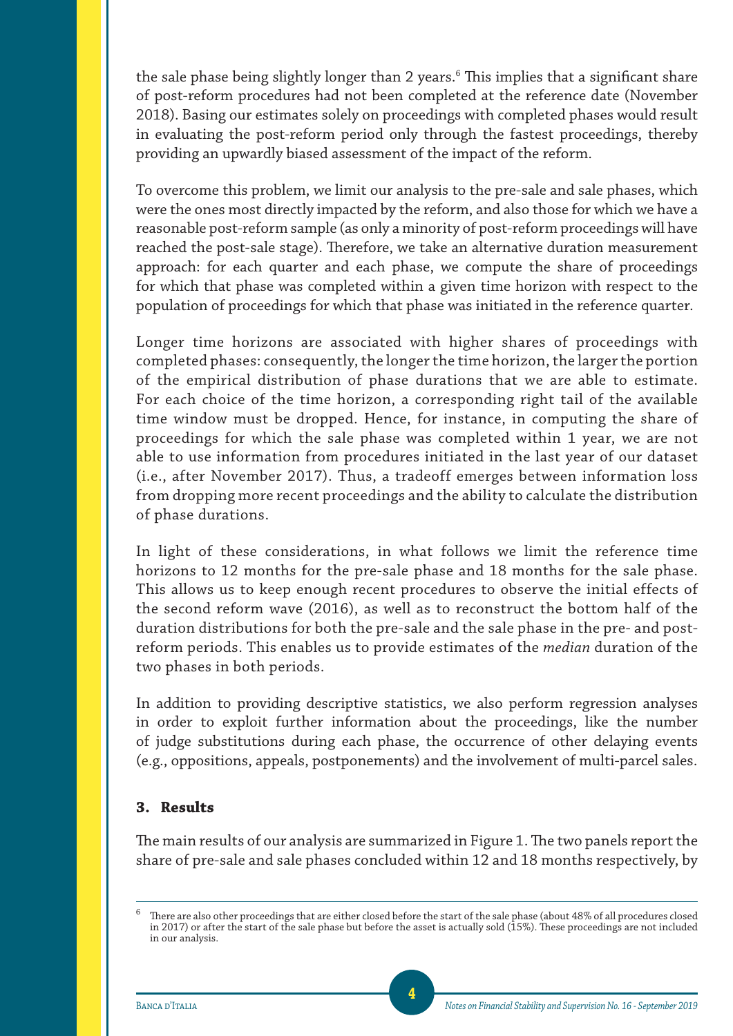the sale phase being slightly longer than 2 years.[6] This implies that a significant share of post-reform procedures had not been completed at the reference date (November 2018). Basing our estimates solely on proceedings with completed phases would result in evaluating the post-reform period only through the fastest proceedings, thereby providing an upwardly biased assessment of the impact of the reform.

To overcome this problem, we limit our analysis to the pre-sale and sale phases, which were the ones most directly impacted by the reform, and also those for which we have a reasonable post-reform sample (as only a minority of post-reform proceedings will have reached the post-sale stage). Therefore, we take an alternative duration measurement approach: for each quarter and each phase, we compute the share of proceedings for which that phase was completed within a given time horizon with respect to the population of proceedings for which that phase was initiated in the reference quarter.

Longer time horizons are associated with higher shares of proceedings with completed phases: consequently, the longer the time horizon, the larger the portion of the empirical distribution of phase durations that we are able to estimate. For each choice of the time horizon, a corresponding right tail of the available time window must be dropped. Hence, for instance, in computing the share of proceedings for which the sale phase was completed within 1 year, we are not able to use information from procedures initiated in the last year of our dataset (i.e., after November 2017). Thus, a tradeoff emerges between information loss from dropping more recent proceedings and the ability to calculate the distribution of phase durations.

In light of these considerations, in what follows we limit the reference time horizons to 12 months for the pre-sale phase and 18 months for the sale phase. This allows us to keep enough recent procedures to observe the initial effects of the second reform wave (2016), as well as to reconstruct the bottom half of the duration distributions for both the pre-sale and the sale phase in the pre- and post-reform periods. This enables us to provide estimates of the *median* duration of the two phases in both periods.

In addition to providing descriptive statistics, we also perform regression analyses in order to exploit further information about the proceedings, like the number of judge substitutions during each phase, the occurrence of other delaying events (e.g., oppositions, appeals, postponements) and the involvement of multi-parcel sales.

## 3. Results

The main results of our analysis are summarized in Figure 1. The two panels report the share of pre-sale and sale phases concluded within 12 and 18 months respectively, by

[6] There are also other proceedings that are either closed before the start of the sale phase (about 48% of all procedures closed in 2017) or after the start of the sale phase but before the asset is actually sold (15%). These proceedings are not included in our analysis.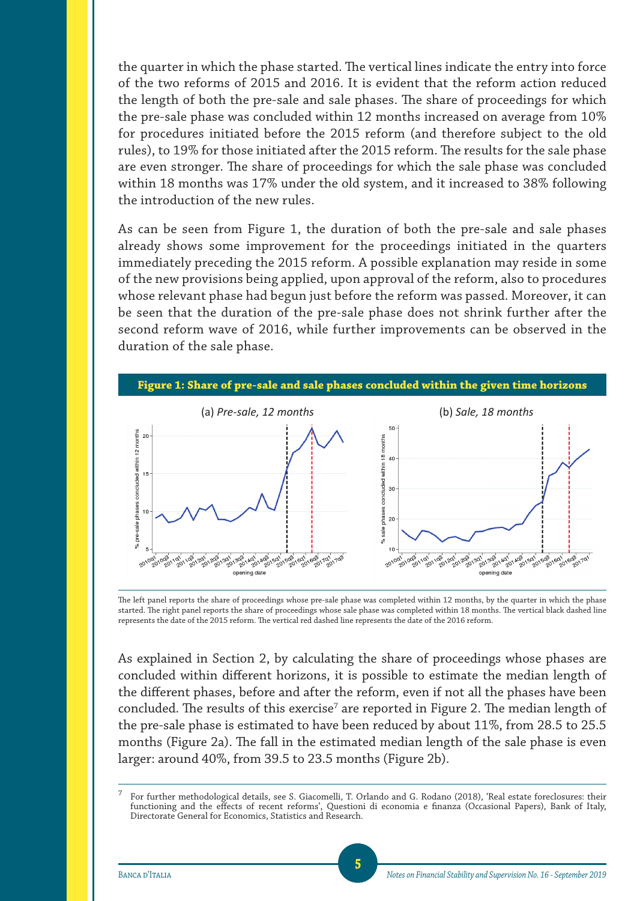the quarter in which the phase started. The vertical lines indicate the entry into force of the two reforms of 2015 and 2016. It is evident that the reform action reduced the length of both the pre-sale and sale phases. The share of proceedings for which the pre-sale phase was concluded within 12 months increased on average from 10% for procedures initiated before the 2015 reform (and therefore subject to the old rules), to 19% for those initiated after the 2015 reform. The results for the sale phase are even stronger. The share of proceedings for which the sale phase was concluded within 18 months was 17% under the old system, and it increased to 38% following the introduction of the new rules.

As can be seen from Figure 1, the duration of both the pre-sale and sale phases already shows some improvement for the proceedings initiated in the quarters immediately preceding the 2015 reform. A possible explanation may reside in some of the new provisions being applied, upon approval of the reform, also to procedures whose relevant phase had begun just before the reform was passed. Moreover, it can be seen that the duration of the pre-sale phase does not shrink further after the second reform wave of 2016, while further improvements can be observed in the duration of the sale phase.

**Figure 1: Share of pre-sale and sale phases concluded within the given time horizons**

(a) *Pre-sale, 12 months* (b) *Sale, 18 months*

The left panel reports the share of proceedings whose pre-sale phase was completed within 12 months, by the quarter in which the phase started. The right panel reports the share of proceedings whose sale phase was completed within 18 months. The vertical black dashed line represents the date of the 2015 reform. The vertical red dashed line represents the date of the 2016 reform.

As explained in Section 2, by calculating the share of proceedings whose phases are concluded within different horizons, it is possible to estimate the median length of the different phases, before and after the reform, even if not all the phases have been concluded. The results of this exercise[7] are reported in Figure 2. The median length of the pre-sale phase is estimated to have been reduced by about 11%, from 28.5 to 25.5 months (Figure 2a). The fall in the estimated median length of the sale phase is even larger: around 40%, from 39.5 to 23.5 months (Figure 2b).

[7] For further methodological details, see S. Giacomelli, T. Orlando and G. Rodano (2018), 'Real estate foreclosures: their functioning and the effects of recent reforms', Questioni di economia e finanza (Occasional Papers), Bank of Italy, Directorate General for Economics, Statistics and Research.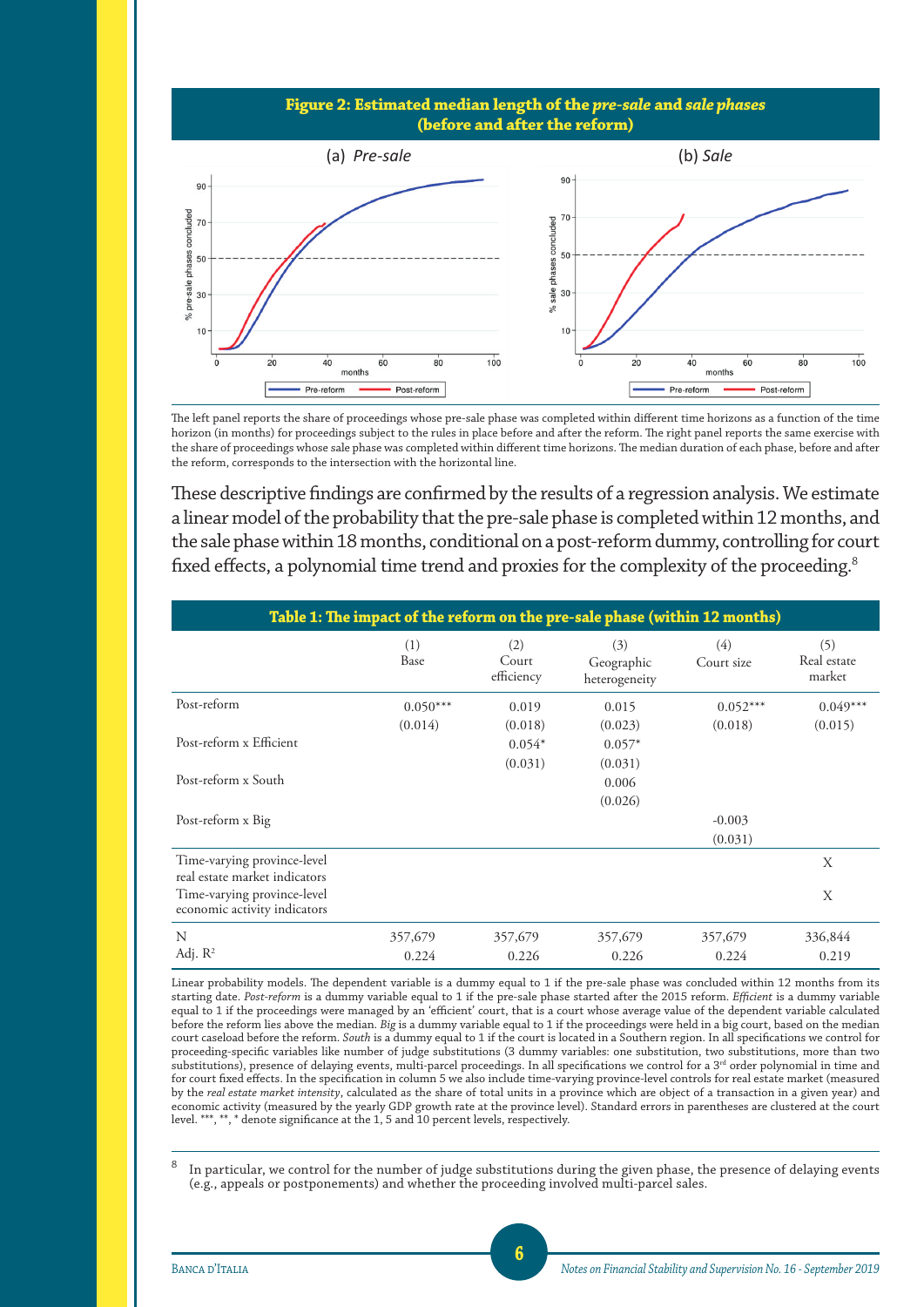**Figure 2: Estimated median length of the *pre-sale* and *sale phases* (before and after the reform)**

(a) *Pre-sale* (b) *Sale*

The left panel reports the share of proceedings whose pre-sale phase was completed within different time horizons as a function of the time horizon (in months) for proceedings subject to the rules in place before and after the reform. The right panel reports the same exercise with the share of proceedings whose sale phase was completed within different time horizons. The median duration of each phase, before and after the reform, corresponds to the intersection with the horizontal line.

These descriptive findings are confirmed by the results of a regression analysis. We estimate a linear model of the probability that the pre-sale phase is completed within 12 months, and the sale phase within 18 months, conditional on a post-reform dummy, controlling for court fixed effects, a polynomial time trend and proxies for the complexity of the proceeding.[8]

**Table 1: The impact of the reform on the pre-sale phase (within 12 months)**

| | (1) Base | (2) Court efficiency | (3) Geographic heterogeneity | (4) Court size | (5) Real estate market |
|---|---|---|---|---|---|
| Post-reform | 0.050*** | 0.019 | 0.015 | 0.052*** | 0.049*** |
| | (0.014) | (0.018) | (0.023) | (0.018) | (0.015) |
| Post-reform x Efficient | | 0.054* | 0.057* | | |
| | | (0.031) | (0.031) | | |
| Post-reform x South | | | 0.006 | | |
| | | | (0.026) | | |
| Post-reform x Big | | | | -0.003 | |
| | | | | (0.031) | |
| Time-varying province-level real estate market indicators | | | | | X |
| Time-varying province-level economic activity indicators | | | | | X |
| N | 357,679 | 357,679 | 357,679 | 357,679 | 336,844 |
| Adj. $R^2$ | 0.224 | 0.226 | 0.226 | 0.224 | 0.219 |

Linear probability models. The dependent variable is a dummy equal to 1 if the pre-sale phase was concluded within 12 months from its starting date. *Post-reform* is a dummy variable equal to 1 if the pre-sale phase started after the 2015 reform. *Efficient* is a dummy variable equal to 1 if the proceedings were managed by an 'efficient' court, that is a court whose average value of the dependent variable calculated before the reform lies above the median. *Big* is a dummy variable equal to 1 if the proceedings were held in a big court, based on the median court caseload before the reform. *South* is a dummy equal to 1 if the court is located in a Southern region. In all specifications we control for proceeding-specific variables like number of judge substitutions (3 dummy variables: one substitution, two substitutions, more than two substitutions), presence of delaying events, multi-parcel proceedings. In all specifications we control for a 3rd order polynomial in time and for court fixed effects. In the specification in column 5 we also include time-varying province-level controls for real estate market (measured by the *real estate market intensity*, calculated as the share of total units in a province which are object of a transaction in a given year) and economic activity (measured by the yearly GDP growth rate at the province level). Standard errors in parentheses are clustered at the court level. ***, **, * denote significance at the 1, 5 and 10 percent levels, respectively.

[8] In particular, we control for the number of judge substitutions during the given phase, the presence of delaying events (e.g., appeals or postponements) and whether the proceeding involved multi-parcel sales.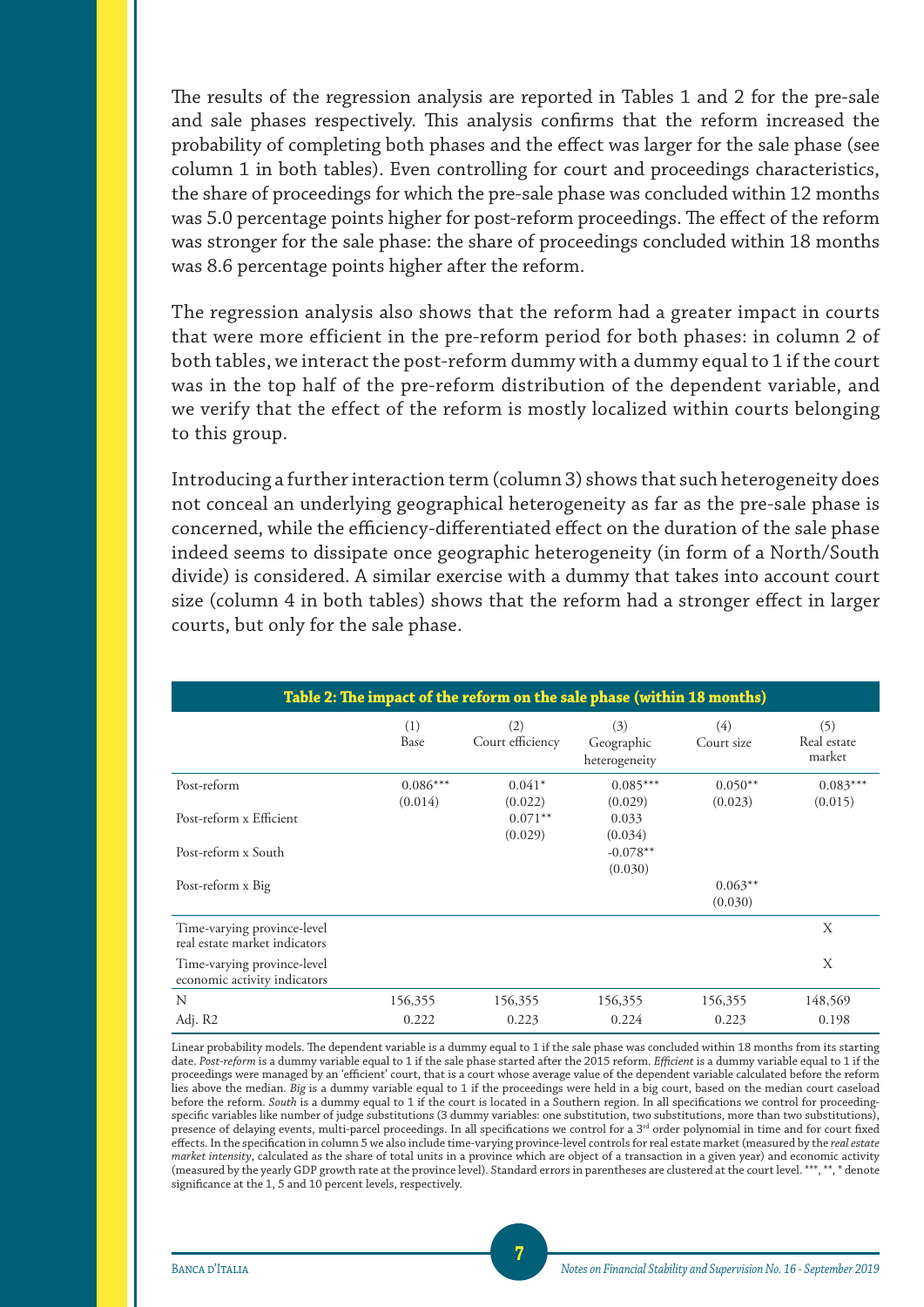The results of the regression analysis are reported in Tables 1 and 2 for the pre-sale and sale phases respectively. This analysis confirms that the reform increased the probability of completing both phases and the effect was larger for the sale phase (see column 1 in both tables). Even controlling for court and proceedings characteristics, the share of proceedings for which the pre-sale phase was concluded within 12 months was 5.0 percentage points higher for post-reform proceedings. The effect of the reform was stronger for the sale phase: the share of proceedings concluded within 18 months was 8.6 percentage points higher after the reform.

The regression analysis also shows that the reform had a greater impact in courts that were more efficient in the pre-reform period for both phases: in column 2 of both tables, we interact the post-reform dummy with a dummy equal to 1 if the court was in the top half of the pre-reform distribution of the dependent variable, and we verify that the effect of the reform is mostly localized within courts belonging to this group.

Introducing a further interaction term (column 3) shows that such heterogeneity does not conceal an underlying geographical heterogeneity as far as the pre-sale phase is concerned, while the efficiency-differentiated effect on the duration of the sale phase indeed seems to dissipate once geographic heterogeneity (in form of a North/South divide) is considered. A similar exercise with a dummy that takes into account court size (column 4 in both tables) shows that the reform had a stronger effect in larger courts, but only for the sale phase.

**Table 2: The impact of the reform on the sale phase (within 18 months)**

| | (1) Base | (2) Court efficiency | (3) Geographic heterogeneity | (4) Court size | (5) Real estate market |
|---|---|---|---|---|---|
| Post-reform | 0.086*** | 0.041* | 0.085*** | 0.050** | 0.083*** |
| | (0.014) | (0.022) | (0.029) | (0.023) | (0.015) |
| Post-reform x Efficient | | 0.071** | 0.033 | | |
| | | (0.029) | (0.034) | | |
| Post-reform x South | | | -0.078** | | |
| | | | (0.030) | | |
| Post-reform x Big | | | | 0.063** | |
| | | | | (0.030) | |
| Time-varying province-level real estate market indicators | | | | | X |
| Time-varying province-level economic activity indicators | | | | | X |
| N | 156,355 | 156,355 | 156,355 | 156,355 | 148,569 |
| Adj. R2 | 0.222 | 0.223 | 0.224 | 0.223 | 0.198 |

Linear probability models. The dependent variable is a dummy equal to 1 if the sale phase was concluded within 18 months from its starting date. *Post-reform* is a dummy variable equal to 1 if the sale phase started after the 2015 reform. *Efficient* is a dummy variable equal to 1 if the proceedings were managed by an 'efficient' court, that is a court whose average value of the dependent variable calculated before the reform lies above the median. *Big* is a dummy variable equal to 1 if the proceedings were held in a big court, based on the median court caseload before the reform. *South* is a dummy equal to 1 if the court is located in a Southern region. In all specifications we control for proceeding-specific variables like number of judge substitutions (3 dummy variables: one substitution, two substitutions, more than two substitutions), presence of delaying events, multi-parcel proceedings. In all specifications we control for a 3rd order polynomial in time and for court fixed effects. In the specification in column 5 we also include time-varying province-level controls for real estate market (measured by the *real estate market intensity*, calculated as the share of total units in a province which are object of a transaction in a given year) and economic activity (measured by the yearly GDP growth rate at the province level). Standard errors in parentheses are clustered at the court level. ***, **, * denote significance at the 1, 5 and 10 percent levels, respectively.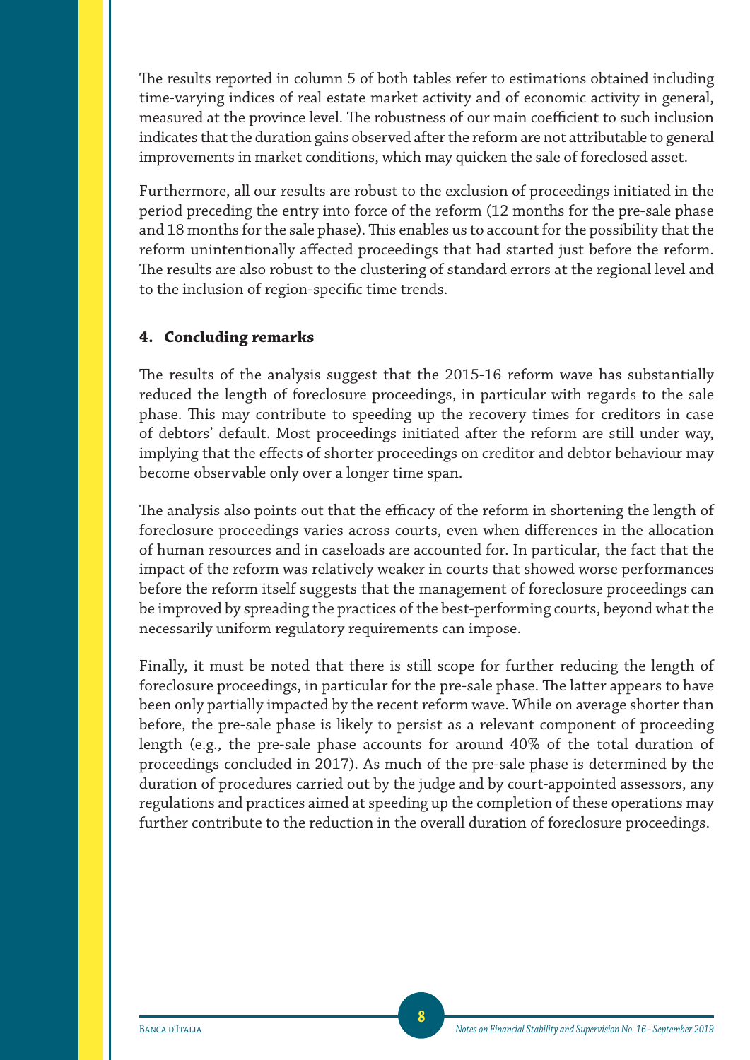The results reported in column 5 of both tables refer to estimations obtained including time-varying indices of real estate market activity and of economic activity in general, measured at the province level. The robustness of our main coefficient to such inclusion indicates that the duration gains observed after the reform are not attributable to general improvements in market conditions, which may quicken the sale of foreclosed asset.

Furthermore, all our results are robust to the exclusion of proceedings initiated in the period preceding the entry into force of the reform (12 months for the pre-sale phase and 18 months for the sale phase). This enables us to account for the possibility that the reform unintentionally affected proceedings that had started just before the reform. The results are also robust to the clustering of standard errors at the regional level and to the inclusion of region-specific time trends.

## 4. Concluding remarks

The results of the analysis suggest that the 2015-16 reform wave has substantially reduced the length of foreclosure proceedings, in particular with regards to the sale phase. This may contribute to speeding up the recovery times for creditors in case of debtors' default. Most proceedings initiated after the reform are still under way, implying that the effects of shorter proceedings on creditor and debtor behaviour may become observable only over a longer time span.

The analysis also points out that the efficacy of the reform in shortening the length of foreclosure proceedings varies across courts, even when differences in the allocation of human resources and in caseloads are accounted for. In particular, the fact that the impact of the reform was relatively weaker in courts that showed worse performances before the reform itself suggests that the management of foreclosure proceedings can be improved by spreading the practices of the best-performing courts, beyond what the necessarily uniform regulatory requirements can impose.

Finally, it must be noted that there is still scope for further reducing the length of foreclosure proceedings, in particular for the pre-sale phase. The latter appears to have been only partially impacted by the recent reform wave. While on average shorter than before, the pre-sale phase is likely to persist as a relevant component of proceeding length (e.g., the pre-sale phase accounts for around 40% of the total duration of proceedings concluded in 2017). As much of the pre-sale phase is determined by the duration of procedures carried out by the judge and by court-appointed assessors, any regulations and practices aimed at speeding up the completion of these operations may further contribute to the reduction in the overall duration of foreclosure proceedings.